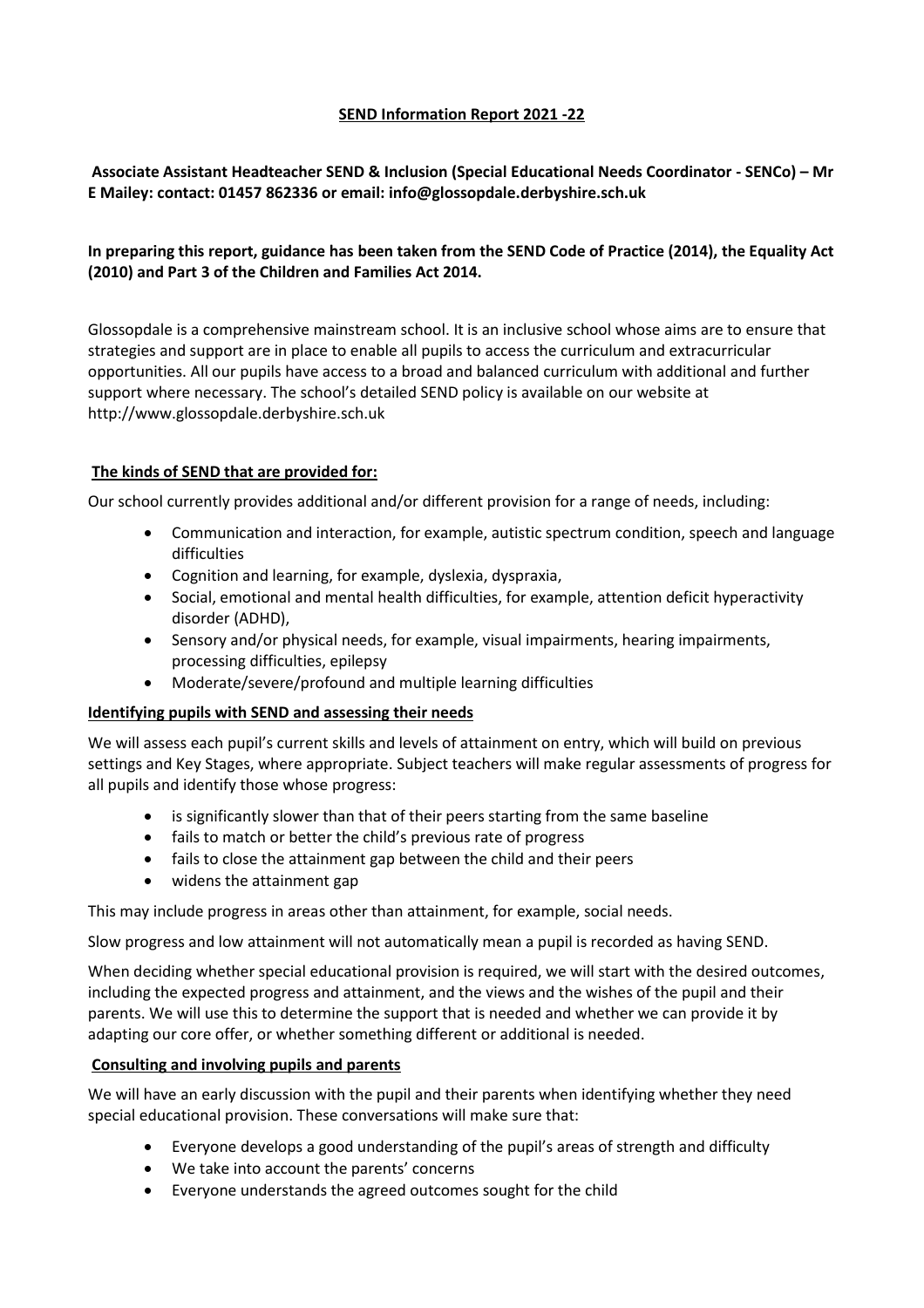# SEND Information Report 2021 -22

**Associate Assistant Headteacher SEND & Inclusion (Special Educational Needs Coordinator - SENCo) – Mr E Mailey: contact: 01457 862336 or email: info@glossopdale.derbyshire.sch.uk**

**In preparing this report, guidance has been taken from the SEND Code of Practice (2014), the Equality Act (2010) and Part 3 of the Children and Families Act 2014.**

Glossopdale is a comprehensive mainstream school. It is an inclusive school whose aims are to ensure that strategies and support are in place to enable all pupils to access the curriculum and extracurricular opportunities. All our pupils have access to a broad and balanced curriculum with additional and further support where necessary. The school's detailed SEND policy is available on our website at http://www.glossopdale.derbyshire.sch.uk

## The kinds of SEND that are provided for:

Our school currently provides additional and/or different provision for a range of needs, including:

- Communication and interaction, for example, autistic spectrum condition, speech and language difficulties
- Cognition and learning, for example, dyslexia, dyspraxia,
- Social, emotional and mental health difficulties, for example, attention deficit hyperactivity disorder (ADHD),
- Sensory and/or physical needs, for example, visual impairments, hearing impairments, processing difficulties, epilepsy
- Moderate/severe/profound and multiple learning difficulties

## Identifying pupils with SEND and assessing their needs

We will assess each pupil's current skills and levels of attainment on entry, which will build on previous settings and Key Stages, where appropriate. Subject teachers will make regular assessments of progress for all pupils and identify those whose progress:

- is significantly slower than that of their peers starting from the same baseline
- fails to match or better the child's previous rate of progress
- fails to close the attainment gap between the child and their peers
- widens the attainment gap

This may include progress in areas other than attainment, for example, social needs.

Slow progress and low attainment will not automatically mean a pupil is recorded as having SEND.

When deciding whether special educational provision is required, we will start with the desired outcomes, including the expected progress and attainment, and the views and the wishes of the pupil and their parents. We will use this to determine the support that is needed and whether we can provide it by adapting our core offer, or whether something different or additional is needed.

## Consulting and involving pupils and parents

We will have an early discussion with the pupil and their parents when identifying whether they need special educational provision. These conversations will make sure that:

- Everyone develops a good understanding of the pupil's areas of strength and difficulty
- We take into account the parents' concerns
- Everyone understands the agreed outcomes sought for the child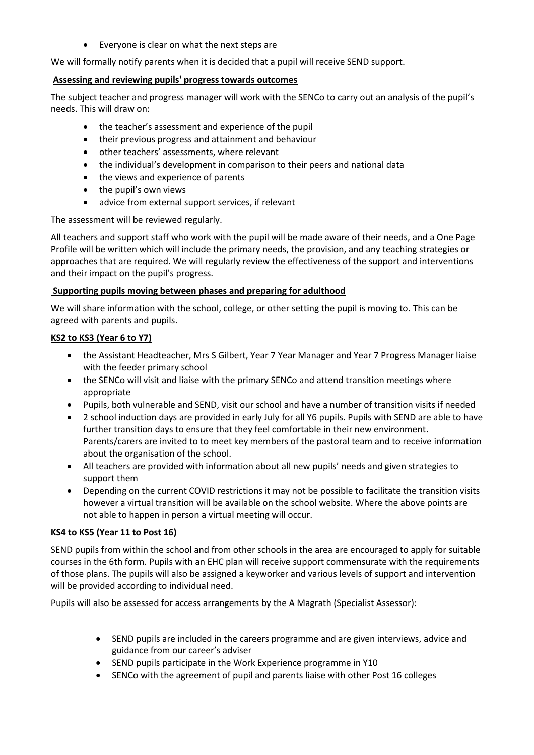- Everyone is clear on what the next steps are

We will formally notify parents when it is decided that a pupil will receive SEND support.

**Assessing and reviewing pupils' progress towards outcomes**

The subject teacher and progress manager will work with the SENCo to carry out an analysis of the pupil's needs. This will draw on:

- the teacher's assessment and experience of the pupil
- their previous progress and attainment and behaviour
- other teachers' assessments, where relevant
- the individual's development in comparison to their peers and national data
- the views and experience of parents
- the pupil's own views
- advice from external support services, if relevant

The assessment will be reviewed regularly.

All teachers and support staff who work with the pupil will be made aware of their needs, and a One Page Profile will be written which will include the primary needs, the provision, and any teaching strategies or approaches that are required. We will regularly review the effectiveness of the support and interventions and their impact on the pupil's progress.

**Supporting pupils moving between phases and preparing for adulthood**

We will share information with the school, college, or other setting the pupil is moving to. This can be agreed with parents and pupils.

**KS2 to KS3 (Year 6 to Y7)**

- the Assistant Headteacher, Mrs S Gilbert, Year 7 Year Manager and Year 7 Progress Manager liaise with the feeder primary school
- the SENCo will visit and liaise with the primary SENCo and attend transition meetings where appropriate
- Pupils, both vulnerable and SEND, visit our school and have a number of transition visits if needed
- 2 school induction days are provided in early July for all Y6 pupils. Pupils with SEND are able to have further transition days to ensure that they feel comfortable in their new environment. Parents/carers are invited to to meet key members of the pastoral team and to receive information about the organisation of the school.
- All teachers are provided with information about all new pupils' needs and given strategies to support them
- Depending on the current COVID restrictions it may not be possible to facilitate the transition visits however a virtual transition will be available on the school website. Where the above points are not able to happen in person a virtual meeting will occur.

**KS4 to KS5 (Year 11 to Post 16)**

SEND pupils from within the school and from other schools in the area are encouraged to apply for suitable courses in the 6th form. Pupils with an EHC plan will receive support commensurate with the requirements of those plans. The pupils will also be assigned a keyworker and various levels of support and intervention will be provided according to individual need.

Pupils will also be assessed for access arrangements by the A Magrath (Specialist Assessor):

- SEND pupils are included in the careers programme and are given interviews, advice and guidance from our career's adviser
- SEND pupils participate in the Work Experience programme in Y10
- SENCo with the agreement of pupil and parents liaise with other Post 16 colleges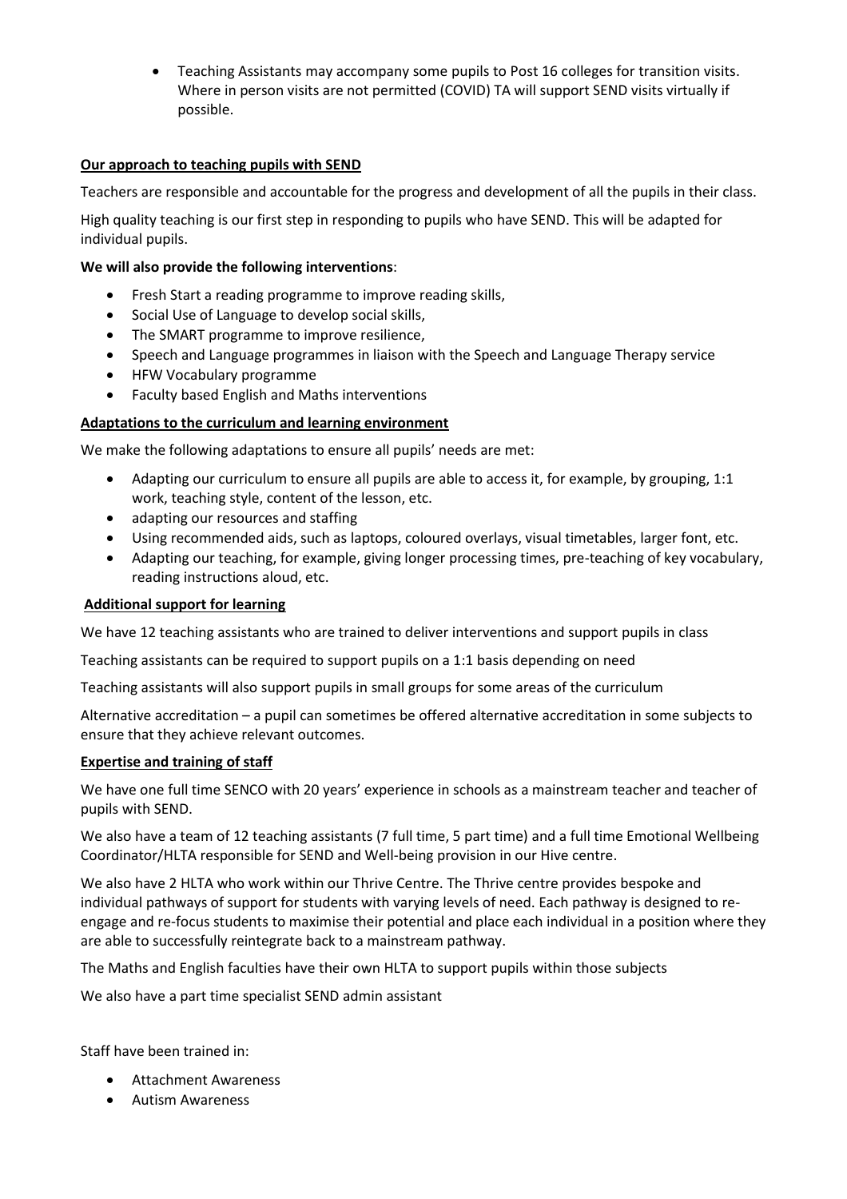- Teaching Assistants may accompany some pupils to Post 16 colleges for transition visits. Where in person visits are not permitted (COVID) TA will support SEND visits virtually if possible.

## Our approach to teaching pupils with SEND

Teachers are responsible and accountable for the progress and development of all the pupils in their class.

High quality teaching is our first step in responding to pupils who have SEND. This will be adapted for individual pupils.

**We will also provide the following interventions**:

- Fresh Start a reading programme to improve reading skills,
- Social Use of Language to develop social skills,
- The SMART programme to improve resilience,
- Speech and Language programmes in liaison with the Speech and Language Therapy service
- HFW Vocabulary programme
- Faculty based English and Maths interventions

## Adaptations to the curriculum and learning environment

We make the following adaptations to ensure all pupils' needs are met:

- Adapting our curriculum to ensure all pupils are able to access it, for example, by grouping, 1:1 work, teaching style, content of the lesson, etc.
- adapting our resources and staffing
- Using recommended aids, such as laptops, coloured overlays, visual timetables, larger font, etc.
- Adapting our teaching, for example, giving longer processing times, pre-teaching of key vocabulary, reading instructions aloud, etc.

## Additional support for learning

We have 12 teaching assistants who are trained to deliver interventions and support pupils in class

Teaching assistants can be required to support pupils on a 1:1 basis depending on need

Teaching assistants will also support pupils in small groups for some areas of the curriculum

Alternative accreditation – a pupil can sometimes be offered alternative accreditation in some subjects to ensure that they achieve relevant outcomes.

## Expertise and training of staff

We have one full time SENCO with 20 years' experience in schools as a mainstream teacher and teacher of pupils with SEND.

We also have a team of 12 teaching assistants (7 full time, 5 part time) and a full time Emotional Wellbeing Coordinator/HLTA responsible for SEND and Well-being provision in our Hive centre.

We also have 2 HLTA who work within our Thrive Centre. The Thrive centre provides bespoke and individual pathways of support for students with varying levels of need. Each pathway is designed to re-engage and re-focus students to maximise their potential and place each individual in a position where they are able to successfully reintegrate back to a mainstream pathway.

The Maths and English faculties have their own HLTA to support pupils within those subjects

We also have a part time specialist SEND admin assistant

Staff have been trained in:

- Attachment Awareness
- Autism Awareness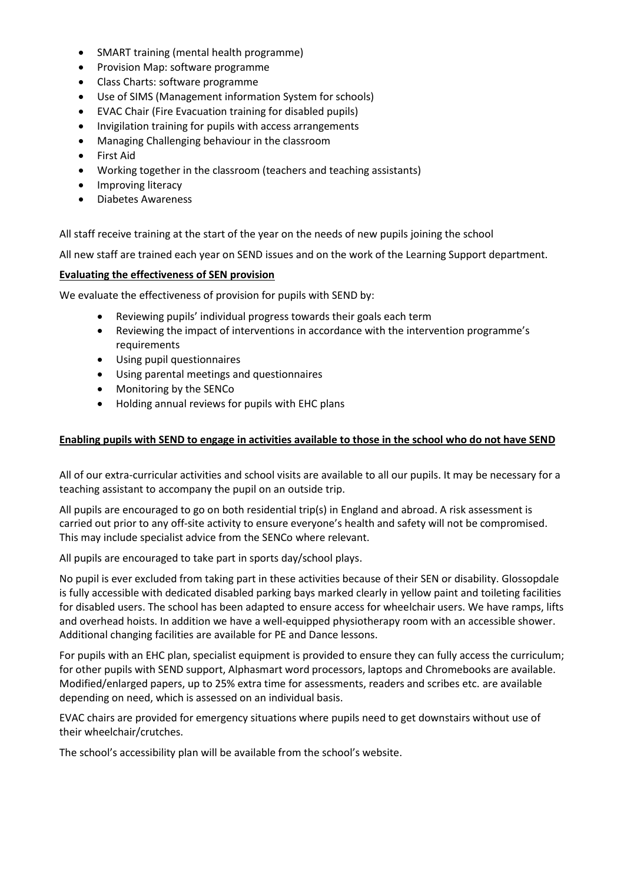- SMART training (mental health programme)
- Provision Map: software programme
- Class Charts: software programme
- Use of SIMS (Management information System for schools)
- EVAC Chair (Fire Evacuation training for disabled pupils)
- Invigilation training for pupils with access arrangements
- Managing Challenging behaviour in the classroom
- First Aid
- Working together in the classroom (teachers and teaching assistants)
- Improving literacy
- Diabetes Awareness

All staff receive training at the start of the year on the needs of new pupils joining the school

All new staff are trained each year on SEND issues and on the work of the Learning Support department.

**Evaluating the effectiveness of SEN provision**

We evaluate the effectiveness of provision for pupils with SEND by:

- Reviewing pupils' individual progress towards their goals each term
- Reviewing the impact of interventions in accordance with the intervention programme's requirements
- Using pupil questionnaires
- Using parental meetings and questionnaires
- Monitoring by the SENCo
- Holding annual reviews for pupils with EHC plans

**Enabling pupils with SEND to engage in activities available to those in the school who do not have SEND**

All of our extra-curricular activities and school visits are available to all our pupils. It may be necessary for a teaching assistant to accompany the pupil on an outside trip.

All pupils are encouraged to go on both residential trip(s) in England and abroad. A risk assessment is carried out prior to any off-site activity to ensure everyone's health and safety will not be compromised. This may include specialist advice from the SENCo where relevant.

All pupils are encouraged to take part in sports day/school plays.

No pupil is ever excluded from taking part in these activities because of their SEN or disability. Glossopdale is fully accessible with dedicated disabled parking bays marked clearly in yellow paint and toileting facilities for disabled users. The school has been adapted to ensure access for wheelchair users. We have ramps, lifts and overhead hoists. In addition we have a well-equipped physiotherapy room with an accessible shower. Additional changing facilities are available for PE and Dance lessons.

For pupils with an EHC plan, specialist equipment is provided to ensure they can fully access the curriculum; for other pupils with SEND support, Alphasmart word processors, laptops and Chromebooks are available. Modified/enlarged papers, up to 25% extra time for assessments, readers and scribes etc. are available depending on need, which is assessed on an individual basis.

EVAC chairs are provided for emergency situations where pupils need to get downstairs without use of their wheelchair/crutches.

The school's accessibility plan will be available from the school's website.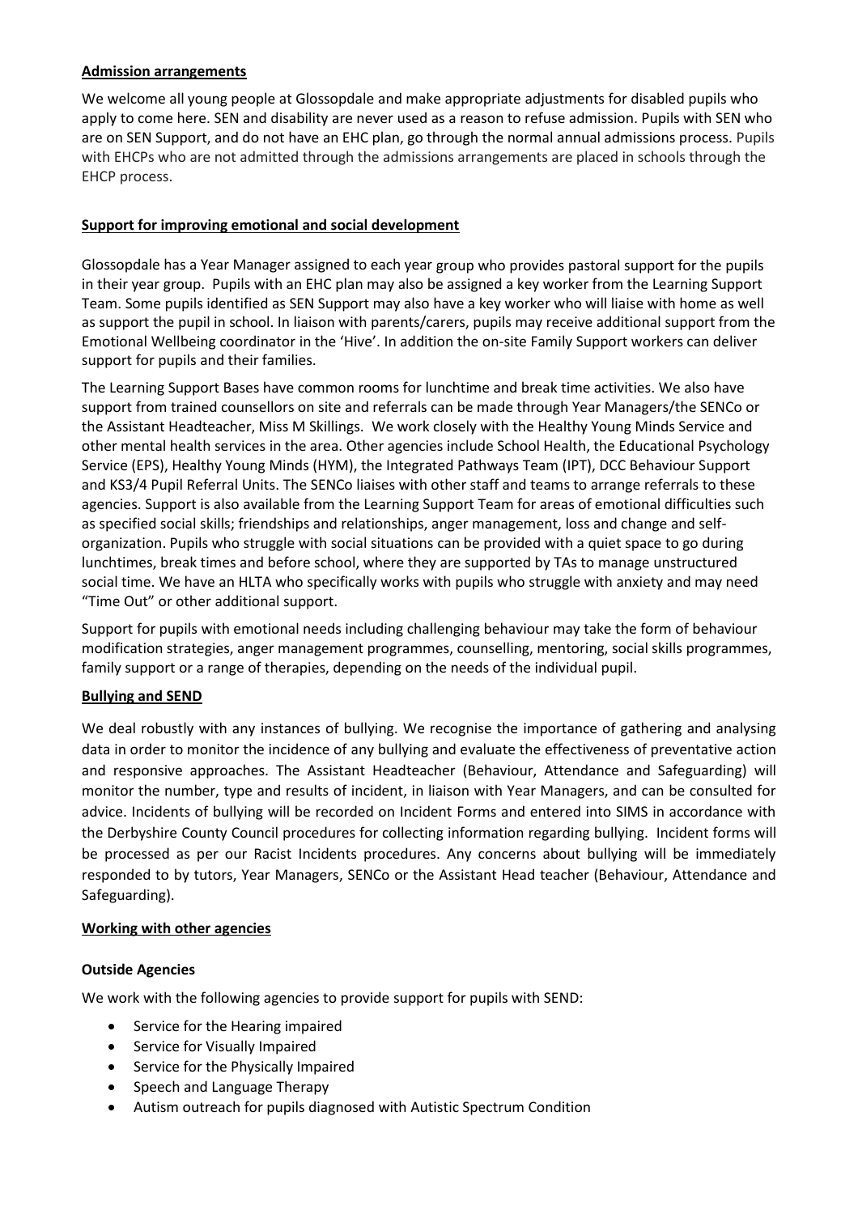**Admission arrangements**

We welcome all young people at Glossopdale and make appropriate adjustments for disabled pupils who apply to come here. SEN and disability are never used as a reason to refuse admission. Pupils with SEN who are on SEN Support, and do not have an EHC plan, go through the normal annual admissions process. Pupils with EHCPs who are not admitted through the admissions arrangements are placed in schools through the EHCP process.

**Support for improving emotional and social development**

Glossopdale has a Year Manager assigned to each year group who provides pastoral support for the pupils in their year group. Pupils with an EHC plan may also be assigned a key worker from the Learning Support Team. Some pupils identified as SEN Support may also have a key worker who will liaise with home as well as support the pupil in school. In liaison with parents/carers, pupils may receive additional support from the Emotional Wellbeing coordinator in the 'Hive'. In addition the on-site Family Support workers can deliver support for pupils and their families.

The Learning Support Bases have common rooms for lunchtime and break time activities. We also have support from trained counsellors on site and referrals can be made through Year Managers/the SENCo or the Assistant Headteacher, Miss M Skillings. We work closely with the Healthy Young Minds Service and other mental health services in the area. Other agencies include School Health, the Educational Psychology Service (EPS), Healthy Young Minds (HYM), the Integrated Pathways Team (IPT), DCC Behaviour Support and KS3/4 Pupil Referral Units. The SENCo liaises with other staff and teams to arrange referrals to these agencies. Support is also available from the Learning Support Team for areas of emotional difficulties such as specified social skills; friendships and relationships, anger management, loss and change and self-organization. Pupils who struggle with social situations can be provided with a quiet space to go during lunchtimes, break times and before school, where they are supported by TAs to manage unstructured social time. We have an HLTA who specifically works with pupils who struggle with anxiety and may need "Time Out" or other additional support.

Support for pupils with emotional needs including challenging behaviour may take the form of behaviour modification strategies, anger management programmes, counselling, mentoring, social skills programmes, family support or a range of therapies, depending on the needs of the individual pupil.

**Bullying and SEND**

We deal robustly with any instances of bullying. We recognise the importance of gathering and analysing data in order to monitor the incidence of any bullying and evaluate the effectiveness of preventative action and responsive approaches. The Assistant Headteacher (Behaviour, Attendance and Safeguarding) will monitor the number, type and results of incident, in liaison with Year Managers, and can be consulted for advice. Incidents of bullying will be recorded on Incident Forms and entered into SIMS in accordance with the Derbyshire County Council procedures for collecting information regarding bullying. Incident forms will be processed as per our Racist Incidents procedures. Any concerns about bullying will be immediately responded to by tutors, Year Managers, SENCo or the Assistant Head teacher (Behaviour, Attendance and Safeguarding).

**Working with other agencies**

**Outside Agencies**

We work with the following agencies to provide support for pupils with SEND:

- Service for the Hearing impaired
- Service for Visually Impaired
- Service for the Physically Impaired
- Speech and Language Therapy
- Autism outreach for pupils diagnosed with Autistic Spectrum Condition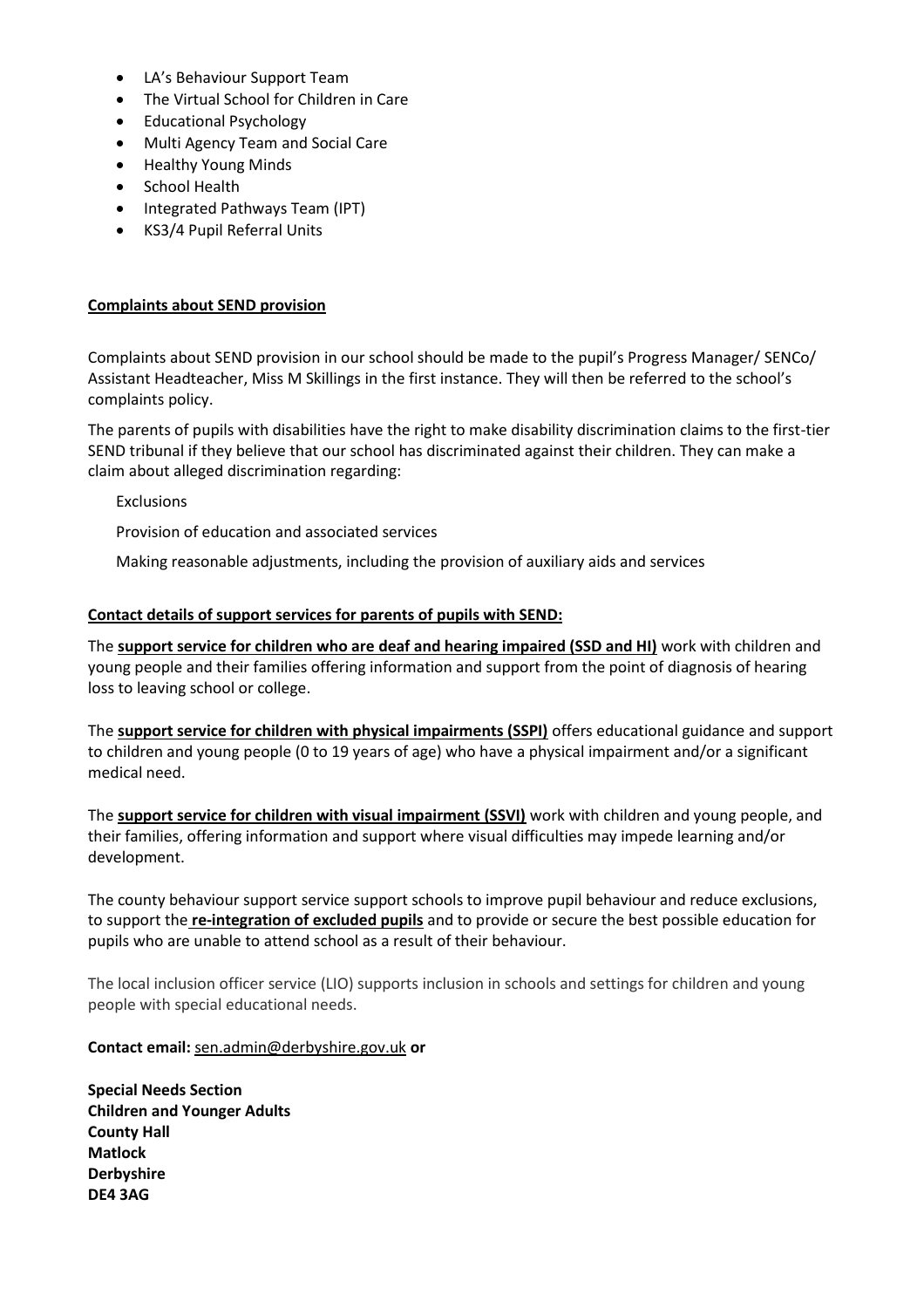- LA's Behaviour Support Team
- The Virtual School for Children in Care
- Educational Psychology
- Multi Agency Team and Social Care
- Healthy Young Minds
- School Health
- Integrated Pathways Team (IPT)
- KS3/4 Pupil Referral Units

**Complaints about SEND provision**

Complaints about SEND provision in our school should be made to the pupil's Progress Manager/ SENCo/ Assistant Headteacher, Miss M Skillings in the first instance. They will then be referred to the school's complaints policy.

The parents of pupils with disabilities have the right to make disability discrimination claims to the first-tier SEND tribunal if they believe that our school has discriminated against their children. They can make a claim about alleged discrimination regarding:

Exclusions

Provision of education and associated services

Making reasonable adjustments, including the provision of auxiliary aids and services

**Contact details of support services for parents of pupils with SEND:**

The **support service for children who are deaf and hearing impaired (SSD and HI)** work with children and young people and their families offering information and support from the point of diagnosis of hearing loss to leaving school or college.

The **support service for children with physical impairments (SSPI)** offers educational guidance and support to children and young people (0 to 19 years of age) who have a physical impairment and/or a significant medical need.

The **support service for children with visual impairment (SSVI)** work with children and young people, and their families, offering information and support where visual difficulties may impede learning and/or development.

The county behaviour support service support schools to improve pupil behaviour and reduce exclusions, to support the **re-integration of excluded pupils** and to provide or secure the best possible education for pupils who are unable to attend school as a result of their behaviour.

The local inclusion officer service (LIO) supports inclusion in schools and settings for children and young people with special educational needs.

**Contact email:** sen.admin@derbyshire.gov.uk **or**

**Special Needs Section**
**Children and Younger Adults**
**County Hall**
**Matlock**
**Derbyshire**
**DE4 3AG**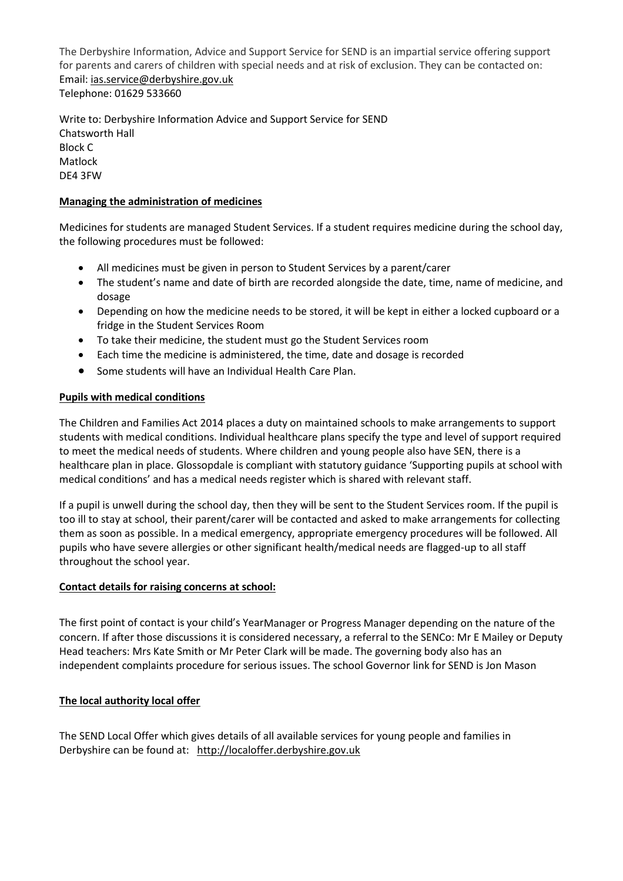The Derbyshire Information, Advice and Support Service for SEND is an impartial service offering support for parents and carers of children with special needs and at risk of exclusion. They can be contacted on:
Email: ias.service@derbyshire.gov.uk
Telephone: 01629 533660

Write to: Derbyshire Information Advice and Support Service for SEND
Chatsworth Hall
Block C
Matlock
DE4 3FW

## Managing the administration of medicines

Medicines for students are managed Student Services. If a student requires medicine during the school day, the following procedures must be followed:

- All medicines must be given in person to Student Services by a parent/carer
- The student's name and date of birth are recorded alongside the date, time, name of medicine, and dosage
- Depending on how the medicine needs to be stored, it will be kept in either a locked cupboard or a fridge in the Student Services Room
- To take their medicine, the student must go the Student Services room
- Each time the medicine is administered, the time, date and dosage is recorded
- Some students will have an Individual Health Care Plan.

## Pupils with medical conditions

The Children and Families Act 2014 places a duty on maintained schools to make arrangements to support students with medical conditions. Individual healthcare plans specify the type and level of support required to meet the medical needs of students. Where children and young people also have SEN, there is a healthcare plan in place. Glossopdale is compliant with statutory guidance 'Supporting pupils at school with medical conditions' and has a medical needs register which is shared with relevant staff.

If a pupil is unwell during the school day, then they will be sent to the Student Services room. If the pupil is too ill to stay at school, their parent/carer will be contacted and asked to make arrangements for collecting them as soon as possible. In a medical emergency, appropriate emergency procedures will be followed. All pupils who have severe allergies or other significant health/medical needs are flagged-up to all staff throughout the school year.

## Contact details for raising concerns at school:

The first point of contact is your child's YearManager or Progress Manager depending on the nature of the concern. If after those discussions it is considered necessary, a referral to the SENCo: Mr E Mailey or Deputy Head teachers: Mrs Kate Smith or Mr Peter Clark will be made. The governing body also has an independent complaints procedure for serious issues. The school Governor link for SEND is Jon Mason

## The local authority local offer

The SEND Local Offer which gives details of all available services for young people and families in Derbyshire can be found at: http://localoffer.derbyshire.gov.uk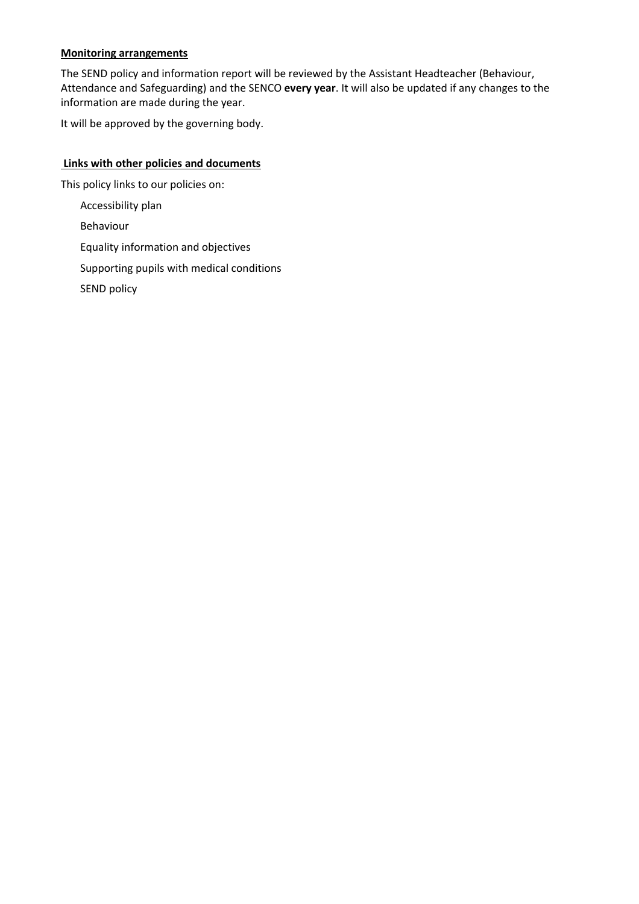**Monitoring arrangements**

The SEND policy and information report will be reviewed by the Assistant Headteacher (Behaviour, Attendance and Safeguarding) and the SENCO **every year**. It will also be updated if any changes to the information are made during the year.

It will be approved by the governing body.

**Links with other policies and documents**

This policy links to our policies on:

- Accessibility plan
- Behaviour
- Equality information and objectives
- Supporting pupils with medical conditions
- SEND policy